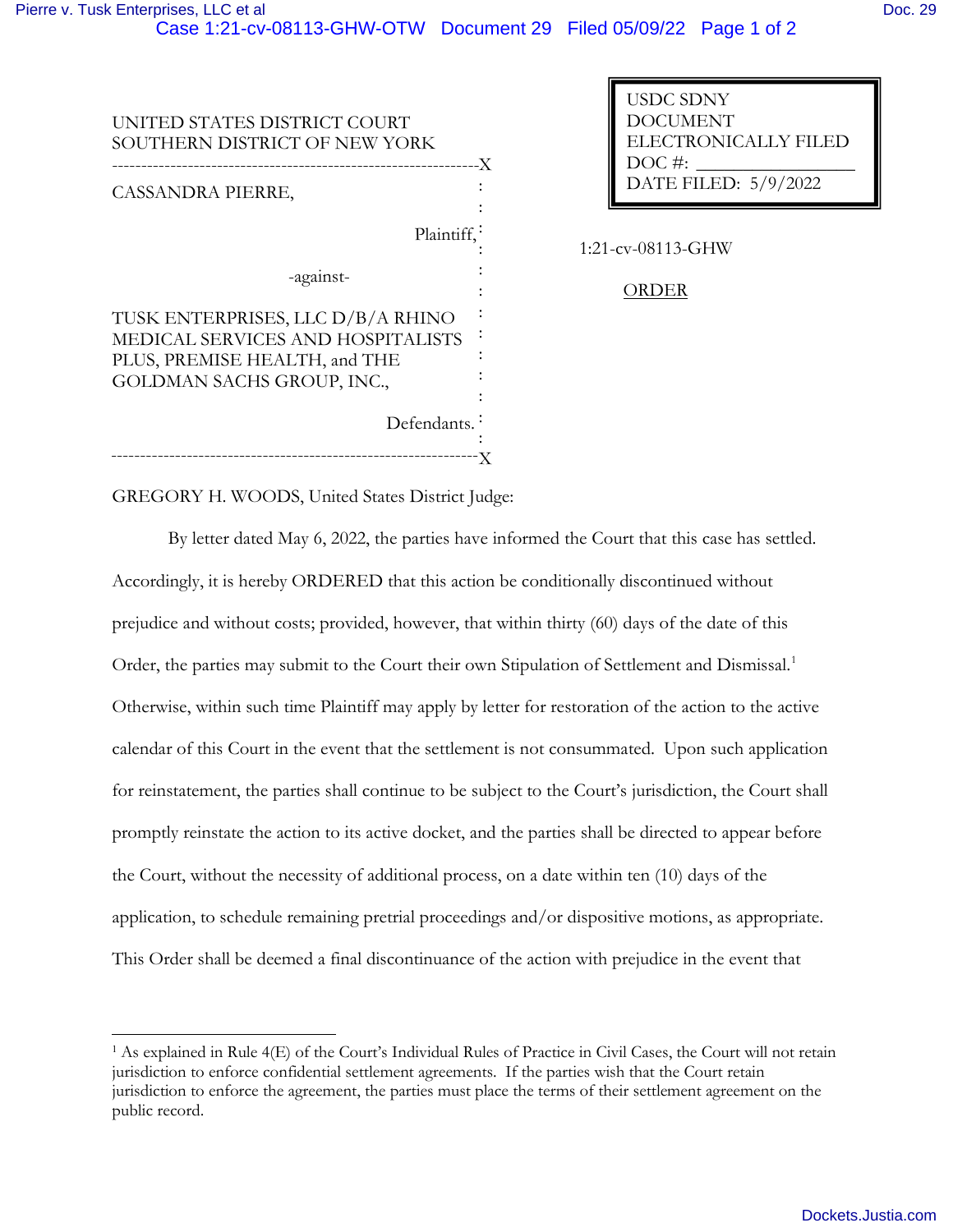UNITED STATES DISTRICT COURT
SOUTHERN DISTRICT OF NEW YORK

USDC SDNY
DOCUMENT
ELECTRONICALLY FILED
DOC #: _______________
DATE FILED: 5/9/2022

CASSANDRA PIERRE,

Plaintiff,

-against-

TUSK ENTERPRISES, LLC D/B/A RHINO MEDICAL SERVICES AND HOSPITALISTS PLUS, PREMISE HEALTH, and THE GOLDMAN SACHS GROUP, INC.,

Defendants.

1:21-cv-08113-GHW

ORDER

GREGORY H. WOODS, United States District Judge:

By letter dated May 6, 2022, the parties have informed the Court that this case has settled. Accordingly, it is hereby ORDERED that this action be conditionally discontinued without prejudice and without costs; provided, however, that within thirty (60) days of the date of this Order, the parties may submit to the Court their own Stipulation of Settlement and Dismissal.[1] Otherwise, within such time Plaintiff may apply by letter for restoration of the action to the active calendar of this Court in the event that the settlement is not consummated. Upon such application for reinstatement, the parties shall continue to be subject to the Court's jurisdiction, the Court shall promptly reinstate the action to its active docket, and the parties shall be directed to appear before the Court, without the necessity of additional process, on a date within ten (10) days of the application, to schedule remaining pretrial proceedings and/or dispositive motions, as appropriate. This Order shall be deemed a final discontinuance of the action with prejudice in the event that

[1] As explained in Rule 4(E) of the Court's Individual Rules of Practice in Civil Cases, the Court will not retain jurisdiction to enforce confidential settlement agreements. If the parties wish that the Court retain jurisdiction to enforce the agreement, the parties must place the terms of their settlement agreement on the public record.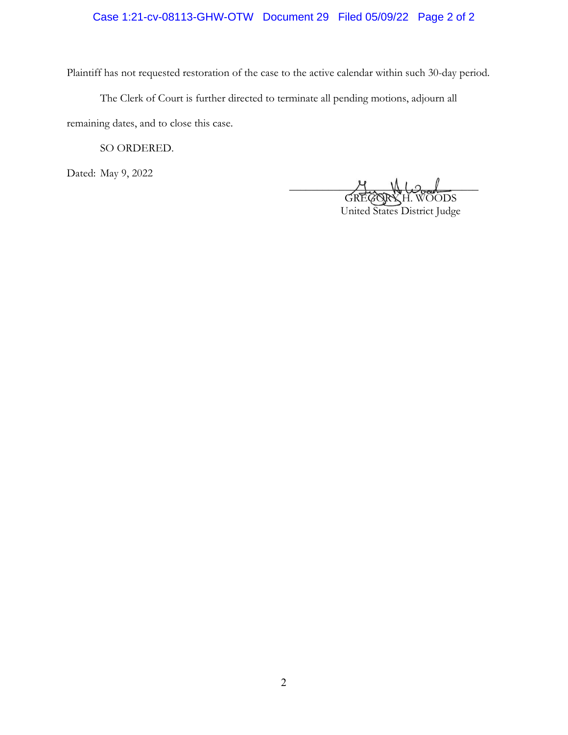Plaintiff has not requested restoration of the case to the active calendar within such 30-day period.

The Clerk of Court is further directed to terminate all pending motions, adjourn all remaining dates, and to close this case.

SO ORDERED.

Dated: May 9, 2022

GREGORY H. WOODS
United States District Judge